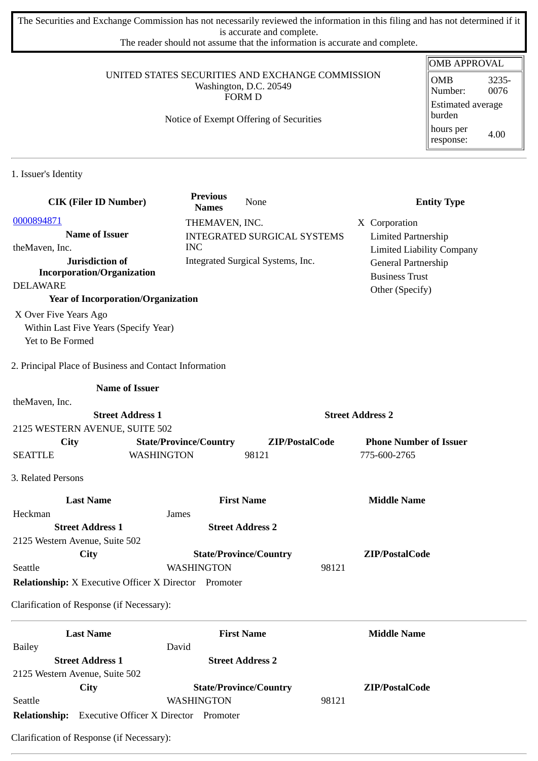The Securities and Exchange Commission has not necessarily reviewed the information in this filing and has not determined if it is accurate and complete.
The reader should not assume that the information is accurate and complete.

| OMB APPROVAL | |
|---|---|
| OMB Number: | 3235-0076 |
| Estimated average burden | |
| hours per response: | 4.00 |

UNITED STATES SECURITIES AND EXCHANGE COMMISSION
Washington, D.C. 20549
FORM D

Notice of Exempt Offering of Securities

## 1. Issuer's Identity

**CIK (Filer ID Number)**
0000894871

**Previous Names**
None

THEMAVEN, INC.
INTEGRATED SURGICAL SYSTEMS INC
Integrated Surgical Systems, Inc.

**Entity Type**
- X Corporation
- Limited Partnership
- Limited Liability Company
- General Partnership
- Business Trust
- Other (Specify)

**Name of Issuer**
theMaven, Inc.

**Jurisdiction of Incorporation/Organization**
DELAWARE

**Year of Incorporation/Organization**
- X Over Five Years Ago
- Within Last Five Years (Specify Year)
- Yet to Be Formed

## 2. Principal Place of Business and Contact Information

**Name of Issuer**
theMaven, Inc.

| Street Address 1 | Street Address 2 | | |
|---|---|---|---|
| 2125 WESTERN AVENUE, SUITE 502 | | | |
| **City** | **State/Province/Country** | **ZIP/PostalCode** | **Phone Number of Issuer** |
| SEATTLE | WASHINGTON | 98121 | 775-600-2765 |

## 3. Related Persons

| Last Name | First Name | Middle Name |
|---|---|---|
| Heckman | James | |
| **Street Address 1** | **Street Address 2** | |
| 2125 Western Avenue, Suite 502 | | |
| **City** | **State/Province/Country** | **ZIP/PostalCode** |
| Seattle | WASHINGTON | 98121 |

**Relationship:** X Executive Officer X Director Promoter

Clarification of Response (if Necessary):

---

| Last Name | First Name | Middle Name |
|---|---|---|
| Bailey | David | |
| **Street Address 1** | **Street Address 2** | |
| 2125 Western Avenue, Suite 502 | | |
| **City** | **State/Province/Country** | **ZIP/PostalCode** |
| Seattle | WASHINGTON | 98121 |

**Relationship:** Executive Officer X Director Promoter

Clarification of Response (if Necessary):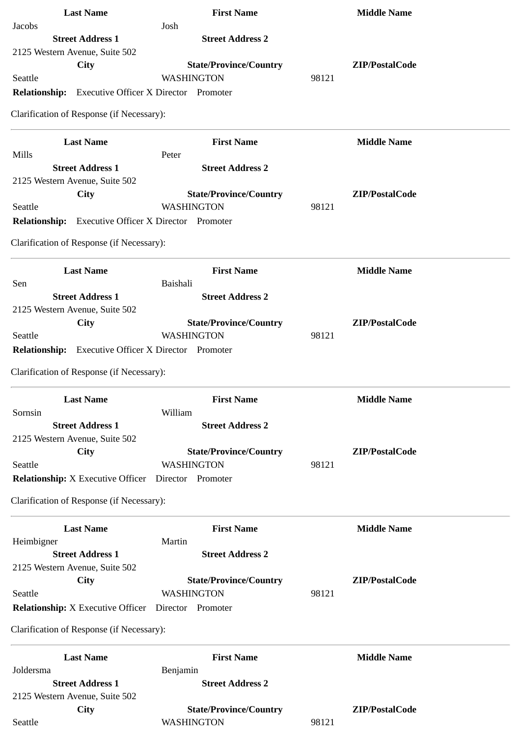| Last Name | First Name | Middle Name |
|---|---|---|
| Jacobs | Josh | |
| **Street Address 1** | **Street Address 2** | |
| 2125 Western Avenue, Suite 502 | | |
| **City** | **State/Province/Country** | **ZIP/PostalCode** |
| Seattle | WASHINGTON | 98121 |

**Relationship:** Executive Officer X Director Promoter

Clarification of Response (if Necessary):

---

| Last Name | First Name | Middle Name |
|---|---|---|
| Mills | Peter | |
| **Street Address 1** | **Street Address 2** | |
| 2125 Western Avenue, Suite 502 | | |
| **City** | **State/Province/Country** | **ZIP/PostalCode** |
| Seattle | WASHINGTON | 98121 |

**Relationship:** Executive Officer X Director Promoter

Clarification of Response (if Necessary):

---

| Last Name | First Name | Middle Name |
|---|---|---|
| Sen | Baishali | |
| **Street Address 1** | **Street Address 2** | |
| 2125 Western Avenue, Suite 502 | | |
| **City** | **State/Province/Country** | **ZIP/PostalCode** |
| Seattle | WASHINGTON | 98121 |

**Relationship:** Executive Officer X Director Promoter

Clarification of Response (if Necessary):

---

| Last Name | First Name | Middle Name |
|---|---|---|
| Sornsin | William | |
| **Street Address 1** | **Street Address 2** | |
| 2125 Western Avenue, Suite 502 | | |
| **City** | **State/Province/Country** | **ZIP/PostalCode** |
| Seattle | WASHINGTON | 98121 |

**Relationship:** X Executive Officer Director Promoter

Clarification of Response (if Necessary):

---

| Last Name | First Name | Middle Name |
|---|---|---|
| Heimbigner | Martin | |
| **Street Address 1** | **Street Address 2** | |
| 2125 Western Avenue, Suite 502 | | |
| **City** | **State/Province/Country** | **ZIP/PostalCode** |
| Seattle | WASHINGTON | 98121 |

**Relationship:** X Executive Officer Director Promoter

Clarification of Response (if Necessary):

---

| Last Name | First Name | Middle Name |
|---|---|---|
| Joldersma | Benjamin | |
| **Street Address 1** | **Street Address 2** | |
| 2125 Western Avenue, Suite 502 | | |
| **City** | **State/Province/Country** | **ZIP/PostalCode** |
| Seattle | WASHINGTON | 98121 |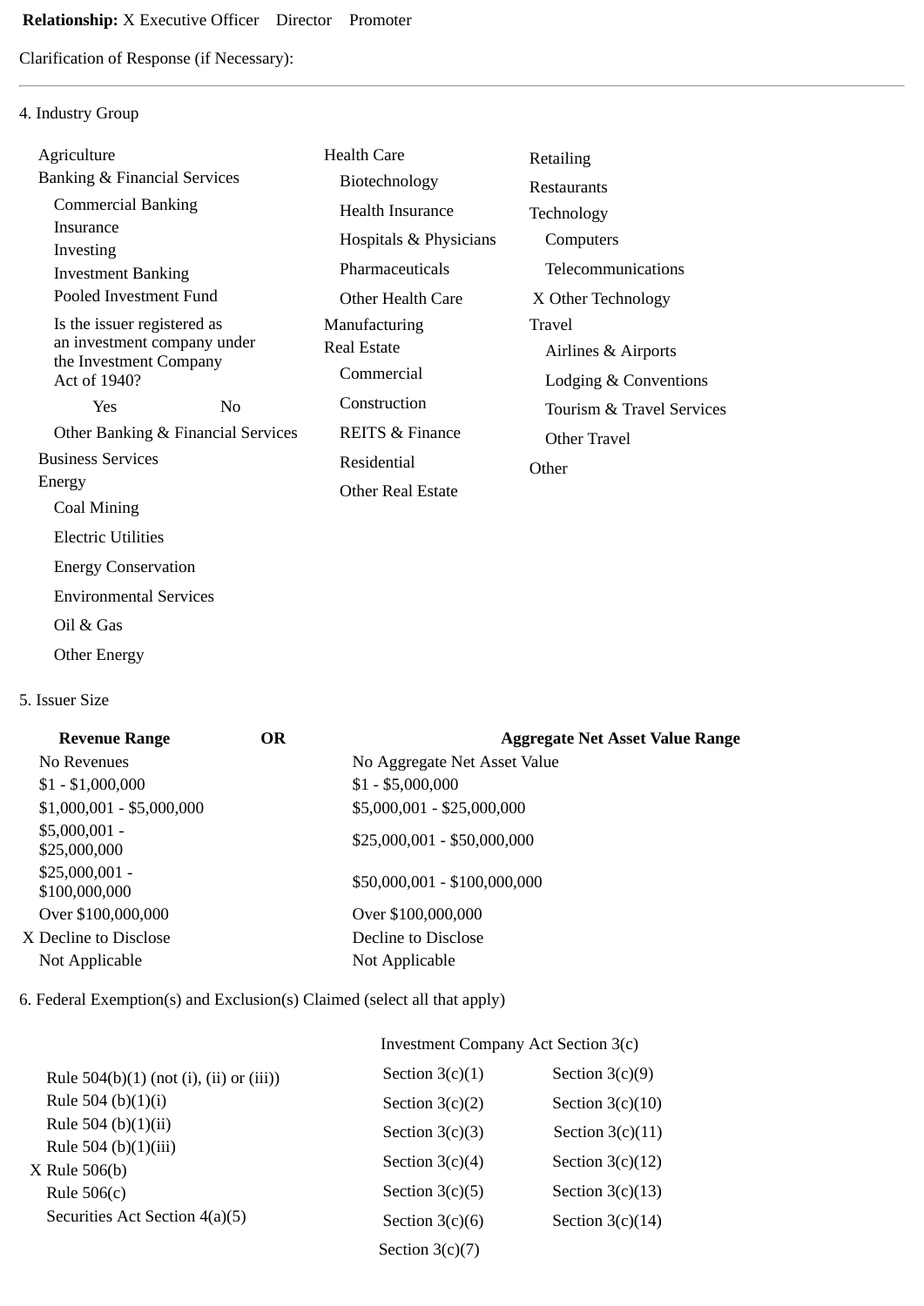**Relationship:** X Executive Officer  Director  Promoter

Clarification of Response (if Necessary):

---

4. Industry Group

- Agriculture
- Banking & Financial Services
  - Commercial Banking
  - Insurance
  - Investing
  - Investment Banking
  - Pooled Investment Fund
  - Is the issuer registered as an investment company under the Investment Company Act of 1940?
    - Yes  No
  - Other Banking & Financial Services
- Business Services
- Energy
  - Coal Mining
  - Electric Utilities
  - Energy Conservation
  - Environmental Services
  - Oil & Gas
  - Other Energy
- Health Care
  - Biotechnology
  - Health Insurance
  - Hospitals & Physicians
  - Pharmaceuticals
  - Other Health Care
- Manufacturing
- Real Estate
  - Commercial
  - Construction
  - REITS & Finance
  - Residential
  - Other Real Estate
- Retailing
- Restaurants
- Technology
  - Computers
  - Telecommunications
  - X Other Technology
- Travel
  - Airlines & Airports
  - Lodging & Conventions
  - Tourism & Travel Services
  - Other Travel
- Other

5. Issuer Size

| Revenue Range | OR | Aggregate Net Asset Value Range |
|---|---|---|
| No Revenues | | No Aggregate Net Asset Value |
| $1 - $1,000,000 | | $1 - $5,000,000 |
| $1,000,001 - $5,000,000 | | $5,000,001 - $25,000,000 |
| $5,000,001 - $25,000,000 | | $25,000,001 - $50,000,000 |
| $25,000,001 - $100,000,000 | | $50,000,001 - $100,000,000 |
| Over $100,000,000 | | Over $100,000,000 |
| X Decline to Disclose | | Decline to Disclose |
| Not Applicable | | Not Applicable |

6. Federal Exemption(s) and Exclusion(s) Claimed (select all that apply)

- Rule 504(b)(1) (not (i), (ii) or (iii))
- Rule 504 (b)(1)(i)
- Rule 504 (b)(1)(ii)
- Rule 504 (b)(1)(iii)
- X Rule 506(b)
- Rule 506(c)
- Securities Act Section 4(a)(5)

Investment Company Act Section 3(c)

- Section 3(c)(1)
- Section 3(c)(2)
- Section 3(c)(3)
- Section 3(c)(4)
- Section 3(c)(5)
- Section 3(c)(6)
- Section 3(c)(7)
- Section 3(c)(9)
- Section 3(c)(10)
- Section 3(c)(11)
- Section 3(c)(12)
- Section 3(c)(13)
- Section 3(c)(14)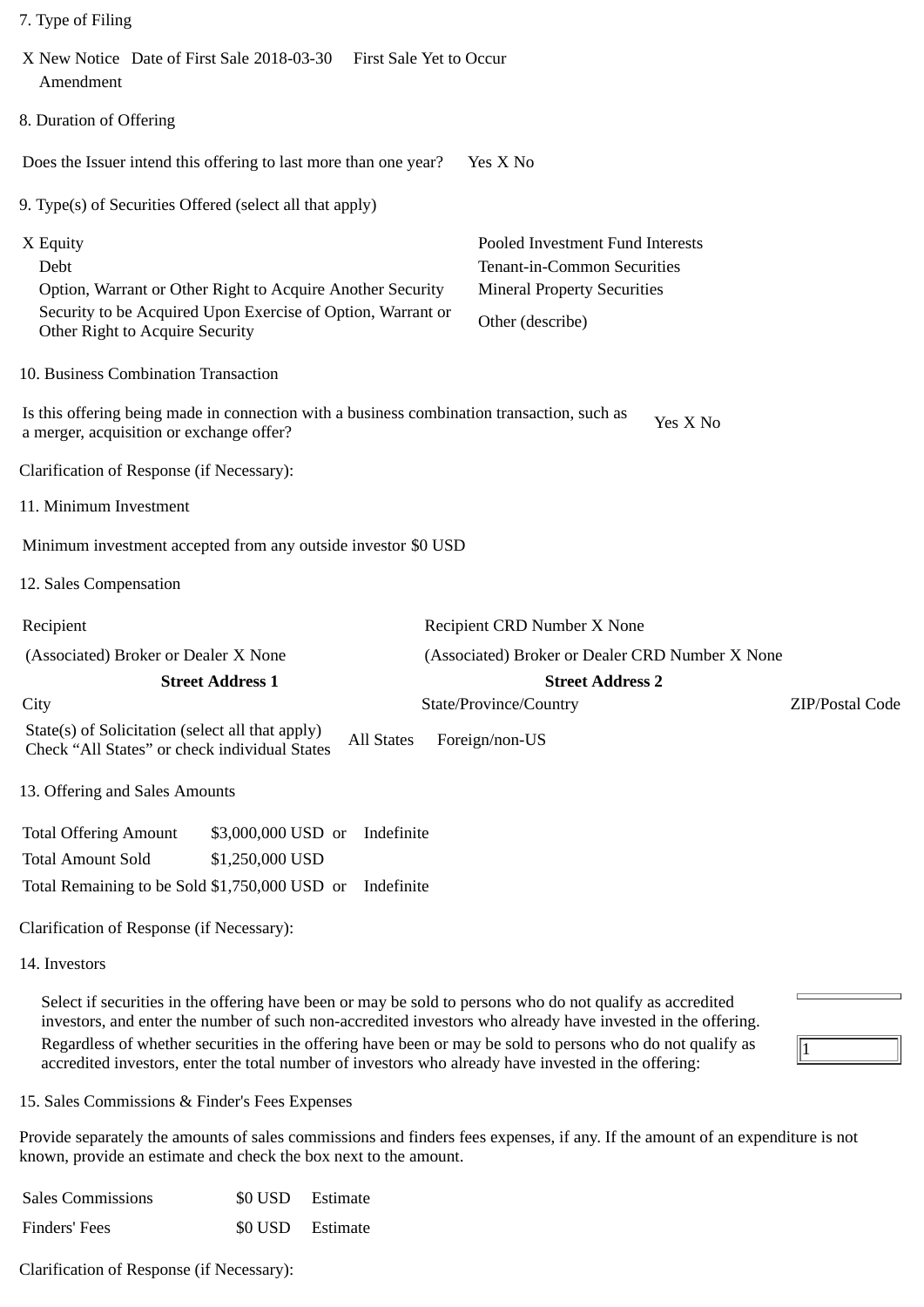7. Type of Filing

X New Notice Date of First Sale 2018-03-30 First Sale Yet to Occur
Amendment

8. Duration of Offering

Does the Issuer intend this offering to last more than one year? Yes X No

9. Type(s) of Securities Offered (select all that apply)

| | |
|---|---|
| X Equity | Pooled Investment Fund Interests |
| Debt | Tenant-in-Common Securities |
| Option, Warrant or Other Right to Acquire Another Security | Mineral Property Securities |
| Security to be Acquired Upon Exercise of Option, Warrant or Other Right to Acquire Security | Other (describe) |

10. Business Combination Transaction

Is this offering being made in connection with a business combination transaction, such as a merger, acquisition or exchange offer? Yes X No

Clarification of Response (if Necessary):

11. Minimum Investment

Minimum investment accepted from any outside investor $0 USD

12. Sales Compensation

| | | |
|---|---|---|
| Recipient | Recipient CRD Number X None | |
| (Associated) Broker or Dealer X None | (Associated) Broker or Dealer CRD Number X None | |
| **Street Address 1** | **Street Address 2** | |
| City | State/Province/Country | ZIP/Postal Code |
| State(s) of Solicitation (select all that apply) Check "All States" or check individual States | All States Foreign/non-US | |

13. Offering and Sales Amounts

| | | |
|---|---|---|
| Total Offering Amount | $3,000,000 USD or | Indefinite |
| Total Amount Sold | $1,250,000 USD | |
| Total Remaining to be Sold | $1,750,000 USD or | Indefinite |

Clarification of Response (if Necessary):

14. Investors

Select if securities in the offering have been or may be sold to persons who do not qualify as accredited investors, and enter the number of such non-accredited investors who already have invested in the offering.

Regardless of whether securities in the offering have been or may be sold to persons who do not qualify as accredited investors, enter the total number of investors who already have invested in the offering: 1

15. Sales Commissions & Finder's Fees Expenses

Provide separately the amounts of sales commissions and finders fees expenses, if any. If the amount of an expenditure is not known, provide an estimate and check the box next to the amount.

| | | |
|---|---|---|
| Sales Commissions | $0 USD | Estimate |
| Finders' Fees | $0 USD | Estimate |

Clarification of Response (if Necessary):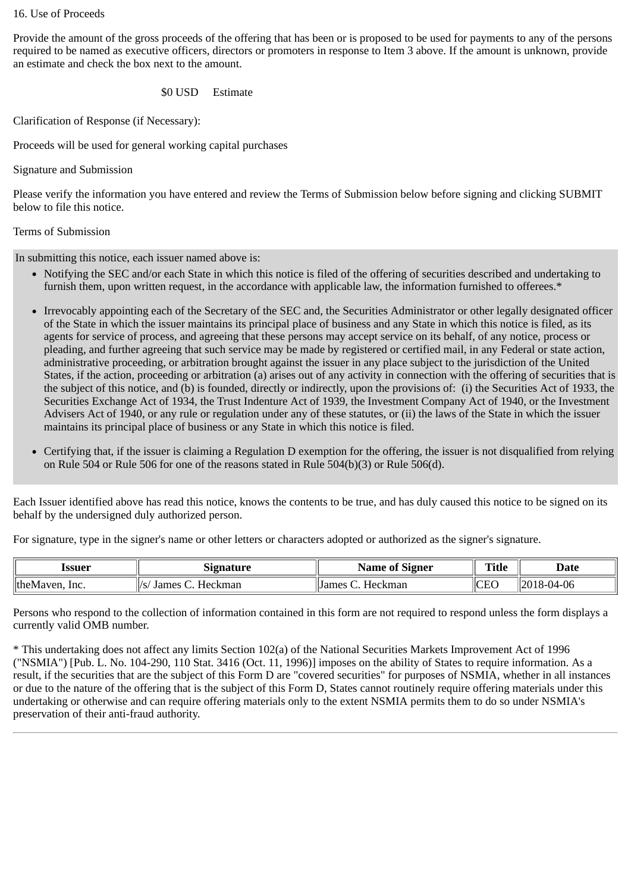16. Use of Proceeds

Provide the amount of the gross proceeds of the offering that has been or is proposed to be used for payments to any of the persons required to be named as executive officers, directors or promoters in response to Item 3 above. If the amount is unknown, provide an estimate and check the box next to the amount.

$0 USD Estimate

Clarification of Response (if Necessary):

Proceeds will be used for general working capital purchases

Signature and Submission

Please verify the information you have entered and review the Terms of Submission below before signing and clicking SUBMIT below to file this notice.

Terms of Submission

In submitting this notice, each issuer named above is:

- Notifying the SEC and/or each State in which this notice is filed of the offering of securities described and undertaking to furnish them, upon written request, in the accordance with applicable law, the information furnished to offerees.*
- Irrevocably appointing each of the Secretary of the SEC and, the Securities Administrator or other legally designated officer of the State in which the issuer maintains its principal place of business and any State in which this notice is filed, as its agents for service of process, and agreeing that these persons may accept service on its behalf, of any notice, process or pleading, and further agreeing that such service may be made by registered or certified mail, in any Federal or state action, administrative proceeding, or arbitration brought against the issuer in any place subject to the jurisdiction of the United States, if the action, proceeding or arbitration (a) arises out of any activity in connection with the offering of securities that is the subject of this notice, and (b) is founded, directly or indirectly, upon the provisions of: (i) the Securities Act of 1933, the Securities Exchange Act of 1934, the Trust Indenture Act of 1939, the Investment Company Act of 1940, or the Investment Advisers Act of 1940, or any rule or regulation under any of these statutes, or (ii) the laws of the State in which the issuer maintains its principal place of business or any State in which this notice is filed.
- Certifying that, if the issuer is claiming a Regulation D exemption for the offering, the issuer is not disqualified from relying on Rule 504 or Rule 506 for one of the reasons stated in Rule 504(b)(3) or Rule 506(d).

Each Issuer identified above has read this notice, knows the contents to be true, and has duly caused this notice to be signed on its behalf by the undersigned duly authorized person.

For signature, type in the signer's name or other letters or characters adopted or authorized as the signer's signature.

| Issuer | Signature | Name of Signer | Title | Date |
|---|---|---|---|---|
| theMaven, Inc. | /s/ James C. Heckman | James C. Heckman | CEO | 2018-04-06 |

Persons who respond to the collection of information contained in this form are not required to respond unless the form displays a currently valid OMB number.

* This undertaking does not affect any limits Section 102(a) of the National Securities Markets Improvement Act of 1996 ("NSMIA") [Pub. L. No. 104-290, 110 Stat. 3416 (Oct. 11, 1996)] imposes on the ability of States to require information. As a result, if the securities that are the subject of this Form D are "covered securities" for purposes of NSMIA, whether in all instances or due to the nature of the offering that is the subject of this Form D, States cannot routinely require offering materials under this undertaking or otherwise and can require offering materials only to the extent NSMIA permits them to do so under NSMIA's preservation of their anti-fraud authority.